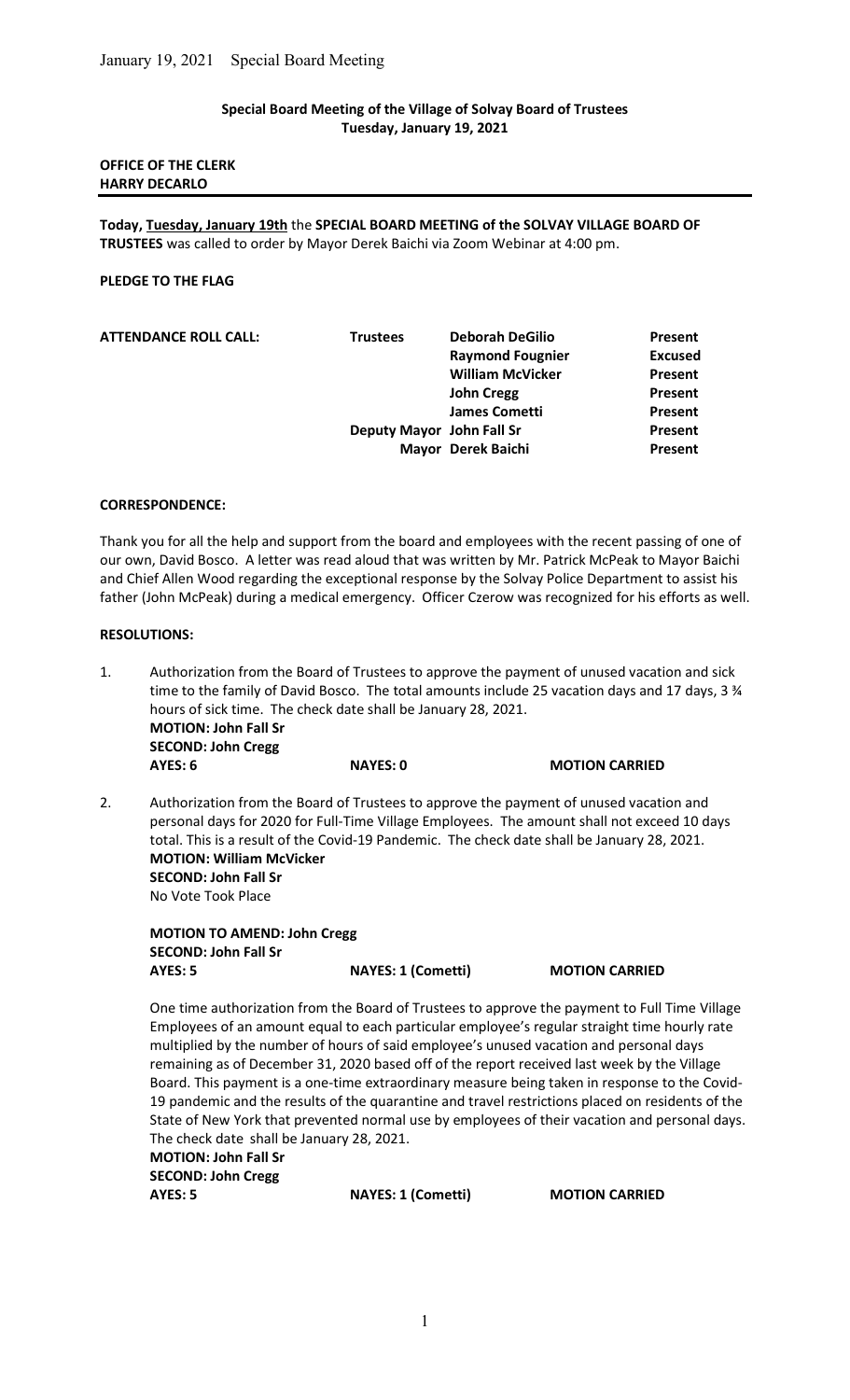**Special Board Meeting of the Village of Solvay Board of Trustees**
**Tuesday, January 19, 2021**

**OFFICE OF THE CLERK**
**HARRY DECARLO**

---

**Today, Tuesday, January 19th** the **SPECIAL BOARD MEETING of the SOLVAY VILLAGE BOARD OF TRUSTEES** was called to order by Mayor Derek Baichi via Zoom Webinar at 4:00 pm.

**PLEDGE TO THE FLAG**

| **ATTENDANCE ROLL CALL:** | | | |
|---|---|---|---|
| | **Trustees** | **Deborah DeGilio** | **Present** |
| | | **Raymond Fougnier** | **Excused** |
| | | **William McVicker** | **Present** |
| | | **John Cregg** | **Present** |
| | | **James Cometti** | **Present** |
| | **Deputy Mayor** | **John Fall Sr** | **Present** |
| | **Mayor** | **Derek Baichi** | **Present** |

**CORRESPONDENCE:**

Thank you for all the help and support from the board and employees with the recent passing of one of our own, David Bosco. A letter was read aloud that was written by Mr. Patrick McPeak to Mayor Baichi and Chief Allen Wood regarding the exceptional response by the Solvay Police Department to assist his father (John McPeak) during a medical emergency. Officer Czerow was recognized for his efforts as well.

**RESOLUTIONS:**

1. Authorization from the Board of Trustees to approve the payment of unused vacation and sick time to the family of David Bosco. The total amounts include 25 vacation days and 17 days, 3 ¾ hours of sick time. The check date shall be January 28, 2021.
   **MOTION: John Fall Sr**
   **SECOND: John Cregg**
   **AYES: 6** **NAYES: 0** **MOTION CARRIED**

2. Authorization from the Board of Trustees to approve the payment of unused vacation and personal days for 2020 for Full-Time Village Employees. The amount shall not exceed 10 days total. This is a result of the Covid-19 Pandemic. The check date shall be January 28, 2021.
   **MOTION: William McVicker**
   **SECOND: John Fall Sr**
   No Vote Took Place

   **MOTION TO AMEND: John Cregg**
   **SECOND: John Fall Sr**
   **AYES: 5** **NAYES: 1 (Cometti)** **MOTION CARRIED**

   One time authorization from the Board of Trustees to approve the payment to Full Time Village Employees of an amount equal to each particular employee's regular straight time hourly rate multiplied by the number of hours of said employee's unused vacation and personal days remaining as of December 31, 2020 based off of the report received last week by the Village Board. This payment is a one-time extraordinary measure being taken in response to the Covid-19 pandemic and the results of the quarantine and travel restrictions placed on residents of the State of New York that prevented normal use by employees of their vacation and personal days. The check date shall be January 28, 2021.
   **MOTION: John Fall Sr**
   **SECOND: John Cregg**
   **AYES: 5** **NAYES: 1 (Cometti)** **MOTION CARRIED**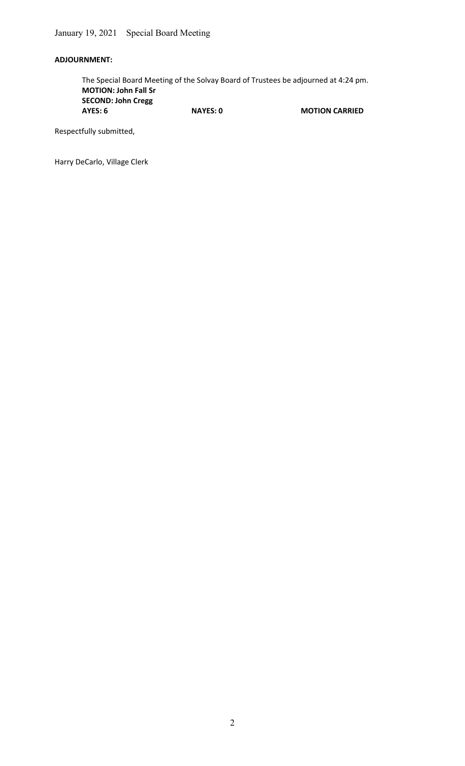**ADJOURNMENT:**

The Special Board Meeting of the Solvay Board of Trustees be adjourned at 4:24 pm.
**MOTION: John Fall Sr**
**SECOND: John Cregg**
**AYES: 6** **NAYES: 0** **MOTION CARRIED**

Respectfully submitted,

Harry DeCarlo, Village Clerk